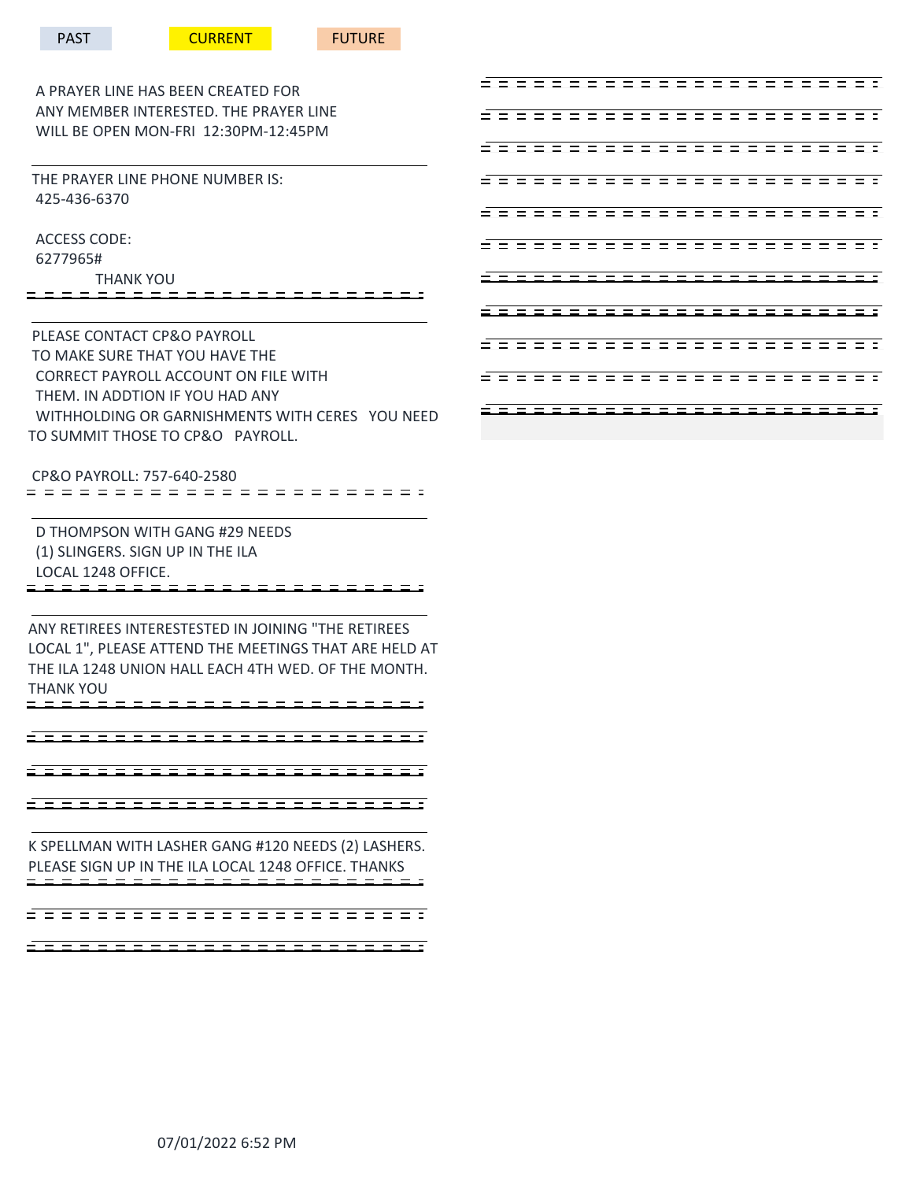PAST CURRENT FUTURE

A PRAYER LINE HAS BEEN CREATED FOR ANY MEMBER INTERESTED. THE PRAYER LINE WILL BE OPEN MON-FRI 12:30PM-12:45PM

THE PRAYER LINE PHONE NUMBER IS:
425-436-6370

ACCESS CODE:
6277965#

THANK YOU

---

PLEASE CONTACT CP&O PAYROLL TO MAKE SURE THAT YOU HAVE THE CORRECT PAYROLL ACCOUNT ON FILE WITH THEM. IN ADDTION IF YOU HAD ANY WITHHOLDING OR GARNISHMENTS WITH CERES YOU NEED TO SUMMIT THOSE TO CP&O PAYROLL.

CP&O PAYROLL: 757-640-2580

---

D THOMPSON WITH GANG #29 NEEDS (1) SLINGERS. SIGN UP IN THE ILA LOCAL 1248 OFFICE.

---

ANY RETIREES INTERESTESTED IN JOINING "THE RETIREES LOCAL 1", PLEASE ATTEND THE MEETINGS THAT ARE HELD AT THE ILA 1248 UNION HALL EACH 4TH WED. OF THE MONTH. THANK YOU

---

K SPELLMAN WITH LASHER GANG #120 NEEDS (2) LASHERS. PLEASE SIGN UP IN THE ILA LOCAL 1248 OFFICE. THANKS

---

07/01/2022 6:52 PM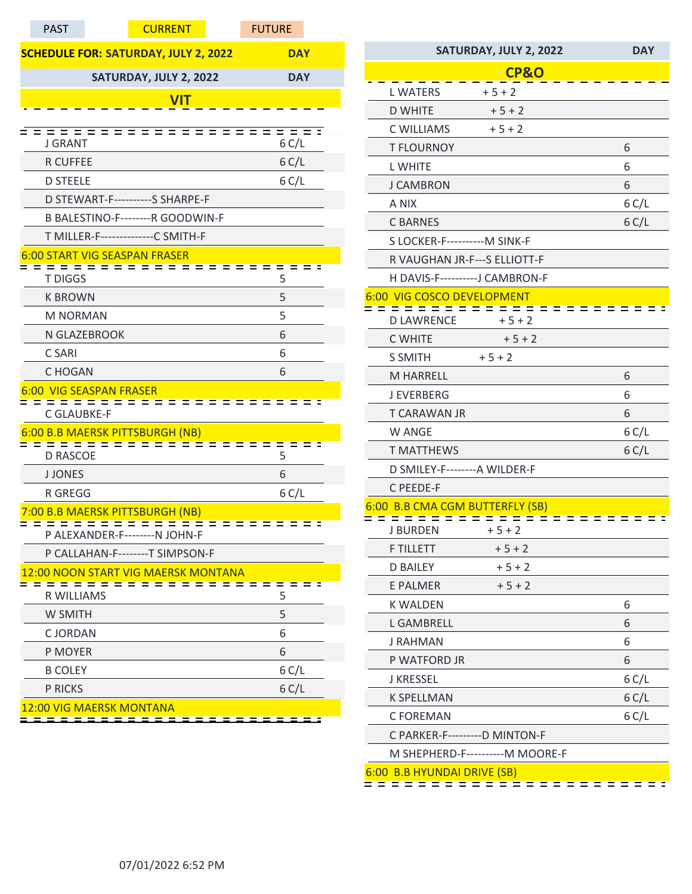PAST | CURRENT | FUTURE

**SCHEDULE FOR: SATURDAY, JULY 2, 2022 — DAY**

## SATURDAY, JULY 2, 2022 — DAY

### VIT

| Name | |
|---|---|
| J GRANT | 6 C/L |
| R CUFFEE | 6 C/L |
| D STEELE | 6 C/L |
| D STEWART-F----------S SHARPE-F | |
| B BALESTINO-F--------R GOODWIN-F | |
| T MILLER-F--------------C SMITH-F | |
| **6:00 START VIG SEASPAN FRASER** | |
| T DIGGS | 5 |
| K BROWN | 5 |
| M NORMAN | 5 |
| N GLAZEBROOK | 6 |
| C SARI | 6 |
| C HOGAN | 6 |
| **6:00 VIG SEASPAN FRASER** | |
| C GLAUBKE-F | |
| **6:00 B.B MAERSK PITTSBURGH (NB)** | |
| D RASCOE | 5 |
| J JONES | 6 |
| R GREGG | 6 C/L |
| **7:00 B.B MAERSK PITTSBURGH (NB)** | |
| P ALEXANDER-F--------N JOHN-F | |
| P CALLAHAN-F--------T SIMPSON-F | |
| **12:00 NOON START VIG MAERSK MONTANA** | |
| R WILLIAMS | 5 |
| W SMITH | 5 |
| C JORDAN | 6 |
| P MOYER | 6 |
| B COLEY | 6 C/L |
| P RICKS | 6 C/L |
| **12:00 VIG MAERSK MONTANA** | |

## SATURDAY, JULY 2, 2022 — DAY

### CP&O

| Name | |
|---|---|
| L WATERS + 5 + 2 | |
| D WHITE + 5 + 2 | |
| C WILLIAMS + 5 + 2 | |
| T FLOURNOY | 6 |
| L WHITE | 6 |
| J CAMBRON | 6 |
| A NIX | 6 C/L |
| C BARNES | 6 C/L |
| S LOCKER-F----------M SINK-F | |
| R VAUGHAN JR-F---S ELLIOTT-F | |
| H DAVIS-F----------J CAMBRON-F | |
| **6:00 VIG COSCO DEVELOPMENT** | |
| D LAWRENCE + 5 + 2 | |
| C WHITE + 5 + 2 | |
| S SMITH + 5 + 2 | |
| M HARRELL | 6 |
| J EVERBERG | 6 |
| T CARAWAN JR | 6 |
| W ANGE | 6 C/L |
| T MATTHEWS | 6 C/L |
| D SMILEY-F--------A WILDER-F | |
| C PEEDE-F | |
| **6:00 B.B CMA CGM BUTTERFLY (SB)** | |
| J BURDEN + 5 + 2 | |
| F TILLETT + 5 + 2 | |
| D BAILEY + 5 + 2 | |
| E PALMER + 5 + 2 | |
| K WALDEN | 6 |
| L GAMBRELL | 6 |
| J RAHMAN | 6 |
| P WATFORD JR | 6 |
| J KRESSEL | 6 C/L |
| K SPELLMAN | 6 C/L |
| C FOREMAN | 6 C/L |
| C PARKER-F---------D MINTON-F | |
| M SHEPHERD-F----------M MOORE-F | |
| **6:00 B.B HYUNDAI DRIVE (SB)** | |

07/01/2022 6:52 PM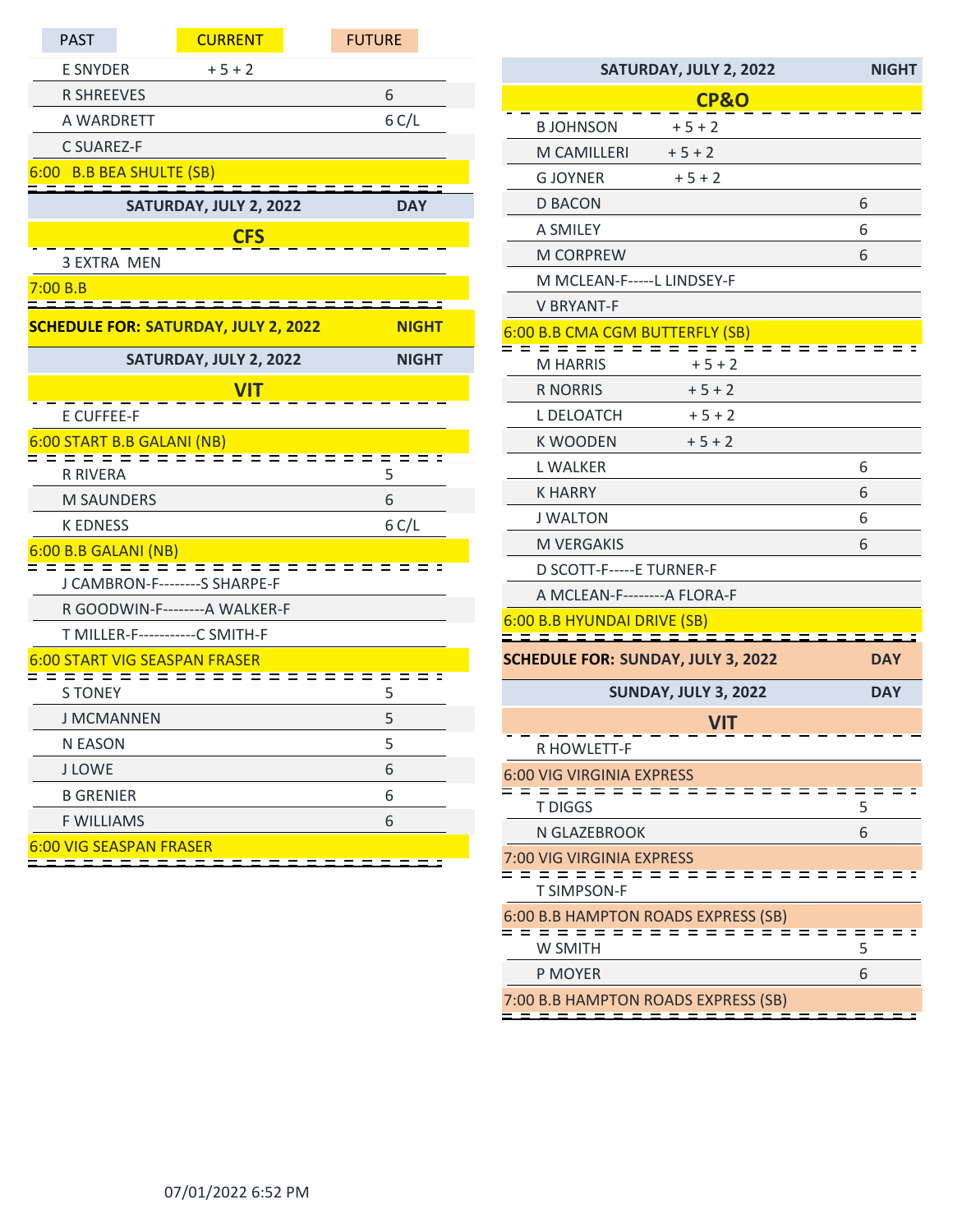| PAST | CURRENT | FUTURE |
|---|---|---|

| | | |
|---|---|---|
| E SNYDER | + 5 + 2 | |
| R SHREEVES | | 6 |
| A WARDRETT | | 6 C/L |
| C SUAREZ-F | | |
| 6:00 B.B BEA SHULTE (SB) | | |

| SATURDAY, JULY 2, 2022 | | DAY |
|---|---|---|
| **CFS** | | |
| 3 EXTRA MEN | | |
| 7:00 B.B | | |

| SCHEDULE FOR: SATURDAY, JULY 2, 2022 | | NIGHT |
|---|---|---|

| SATURDAY, JULY 2, 2022 | | NIGHT |
|---|---|---|
| **VIT** | | |
| E CUFFEE-F | | |
| 6:00 START B.B GALANI (NB) | | |
| R RIVERA | | 5 |
| M SAUNDERS | | 6 |
| K EDNESS | | 6 C/L |
| 6:00 B.B GALANI (NB) | | |
| J CAMBRON-F--------S SHARPE-F | | |
| R GOODWIN-F--------A WALKER-F | | |
| T MILLER-F-----------C SMITH-F | | |
| 6:00 START VIG SEASPAN FRASER | | |
| S TONEY | | 5 |
| J MCMANNEN | | 5 |
| N EASON | | 5 |
| J LOWE | | 6 |
| B GRENIER | | 6 |
| F WILLIAMS | | 6 |
| 6:00 VIG SEASPAN FRASER | | |

| SATURDAY, JULY 2, 2022 | | NIGHT |
|---|---|---|
| **CP&O** | | |
| B JOHNSON | + 5 + 2 | |
| M CAMILLERI | + 5 + 2 | |
| G JOYNER | + 5 + 2 | |
| D BACON | | 6 |
| A SMILEY | | 6 |
| M CORPREW | | 6 |
| M MCLEAN-F-----L LINDSEY-F | | |
| V BRYANT-F | | |
| 6:00 B.B CMA CGM BUTTERFLY (SB) | | |
| M HARRIS | + 5 + 2 | |
| R NORRIS | + 5 + 2 | |
| L DELOATCH | + 5 + 2 | |
| K WOODEN | + 5 + 2 | |
| L WALKER | | 6 |
| K HARRY | | 6 |
| J WALTON | | 6 |
| M VERGAKIS | | 6 |
| D SCOTT-F-----E TURNER-F | | |
| A MCLEAN-F--------A FLORA-F | | |
| 6:00 B.B HYUNDAI DRIVE (SB) | | |

| SCHEDULE FOR: SUNDAY, JULY 3, 2022 | | DAY |
|---|---|---|

| SUNDAY, JULY 3, 2022 | | DAY |
|---|---|---|
| **VIT** | | |
| R HOWLETT-F | | |
| 6:00 VIG VIRGINIA EXPRESS | | |
| T DIGGS | | 5 |
| N GLAZEBROOK | | 6 |
| 7:00 VIG VIRGINIA EXPRESS | | |
| T SIMPSON-F | | |
| 6:00 B.B HAMPTON ROADS EXPRESS (SB) | | |
| W SMITH | | 5 |
| P MOYER | | 6 |
| 7:00 B.B HAMPTON ROADS EXPRESS (SB) | | |

07/01/2022 6:52 PM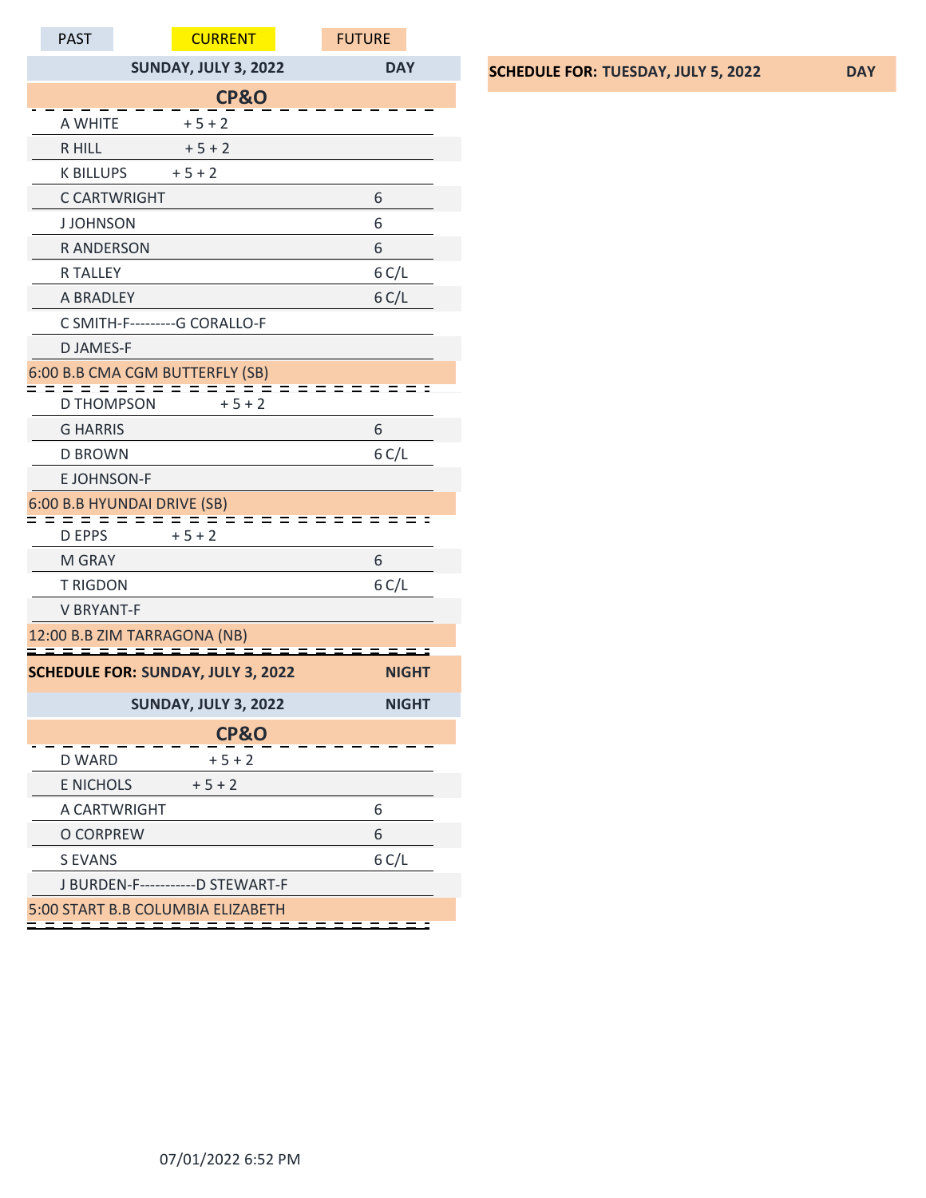| PAST | CURRENT | FUTURE |
|---|---|---|

**SUNDAY, JULY 3, 2022** — **DAY**

**CP&O**

| Name | | Hours |
|---|---|---|
| A WHITE | + 5 + 2 | |
| R HILL | + 5 + 2 | |
| K BILLUPS | + 5 + 2 | |
| C CARTWRIGHT | | 6 |
| J JOHNSON | | 6 |
| R ANDERSON | | 6 |
| R TALLEY | | 6 C/L |
| A BRADLEY | | 6 C/L |
| C SMITH-F---------G CORALLO-F | | |
| D JAMES-F | | |

6:00 B.B CMA CGM BUTTERFLY (SB)

| Name | | Hours |
|---|---|---|
| D THOMPSON | + 5 + 2 | |
| G HARRIS | | 6 |
| D BROWN | | 6 C/L |
| E JOHNSON-F | | |

6:00 B.B HYUNDAI DRIVE (SB)

| Name | | Hours |
|---|---|---|
| D EPPS | + 5 + 2 | |
| M GRAY | | 6 |
| T RIGDON | | 6 C/L |
| V BRYANT-F | | |

12:00 B.B ZIM TARRAGONA (NB)

**SCHEDULE FOR: SUNDAY, JULY 3, 2022** — **NIGHT**

**SUNDAY, JULY 3, 2022** — **NIGHT**

**CP&O**

| Name | | Hours |
|---|---|---|
| D WARD | + 5 + 2 | |
| E NICHOLS | + 5 + 2 | |
| A CARTWRIGHT | | 6 |
| O CORPREW | | 6 |
| S EVANS | | 6 C/L |
| J BURDEN-F-----------D STEWART-F | | |

5:00 START B.B COLUMBIA ELIZABETH

**SCHEDULE FOR: TUESDAY, JULY 5, 2022** — **DAY**

07/01/2022 6:52 PM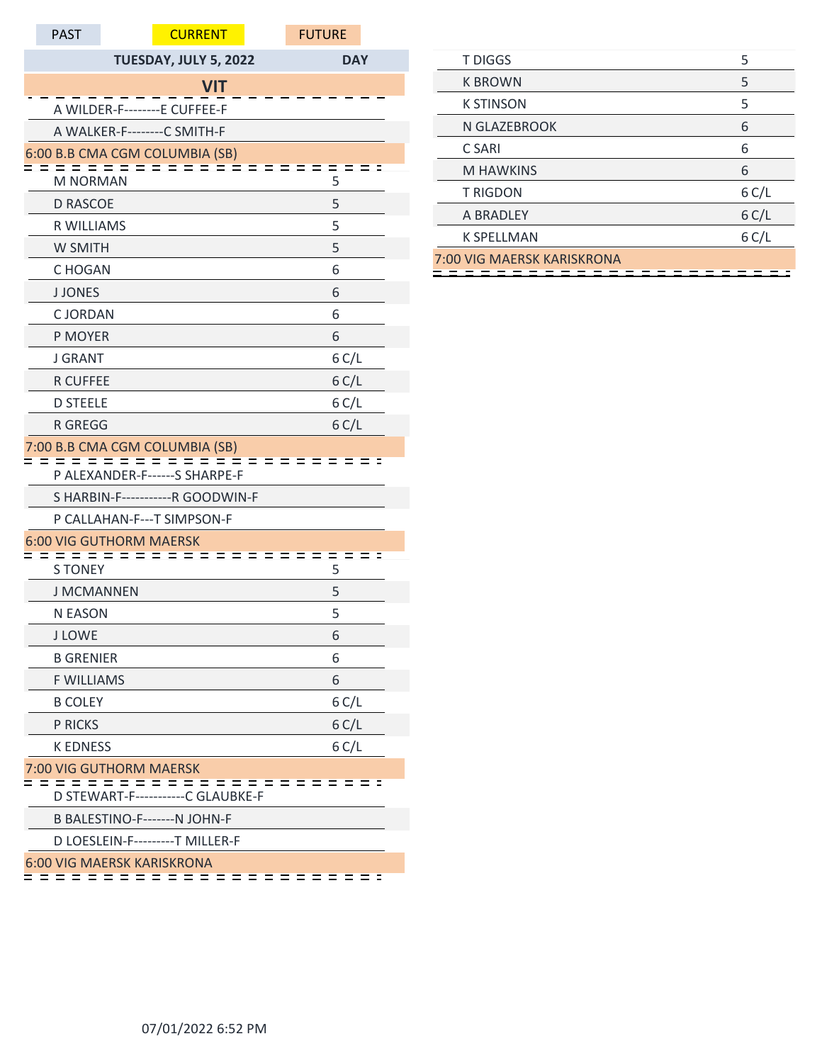| PAST | CURRENT | FUTURE |
|---|---|---|

| TUESDAY, JULY 5, 2022 | DAY |
|---|---|
| **VIT** | |
| A WILDER-F--------E CUFFEE-F | |
| A WALKER-F--------C SMITH-F | |
| 6:00 B.B CMA CGM COLUMBIA (SB) | |
| M NORMAN | 5 |
| D RASCOE | 5 |
| R WILLIAMS | 5 |
| W SMITH | 5 |
| C HOGAN | 6 |
| J JONES | 6 |
| C JORDAN | 6 |
| P MOYER | 6 |
| J GRANT | 6 C/L |
| R CUFFEE | 6 C/L |
| D STEELE | 6 C/L |
| R GREGG | 6 C/L |
| 7:00 B.B CMA CGM COLUMBIA (SB) | |
| P ALEXANDER-F------S SHARPE-F | |
| S HARBIN-F-----------R GOODWIN-F | |
| P CALLAHAN-F---T SIMPSON-F | |
| 6:00 VIG GUTHORM MAERSK | |
| S TONEY | 5 |
| J MCMANNEN | 5 |
| N EASON | 5 |
| J LOWE | 6 |
| B GRENIER | 6 |
| F WILLIAMS | 6 |
| B COLEY | 6 C/L |
| P RICKS | 6 C/L |
| K EDNESS | 6 C/L |
| 7:00 VIG GUTHORM MAERSK | |
| D STEWART-F-----------C GLAUBKE-F | |
| B BALESTINO-F-------N JOHN-F | |
| D LOESLEIN-F---------T MILLER-F | |
| 6:00 VIG MAERSK KARISKRONA | |
| T DIGGS | 5 |
| K BROWN | 5 |
| K STINSON | 5 |
| N GLAZEBROOK | 6 |
| C SARI | 6 |
| M HAWKINS | 6 |
| T RIGDON | 6 C/L |
| A BRADLEY | 6 C/L |
| K SPELLMAN | 6 C/L |
| 7:00 VIG MAERSK KARISKRONA | |

07/01/2022 6:52 PM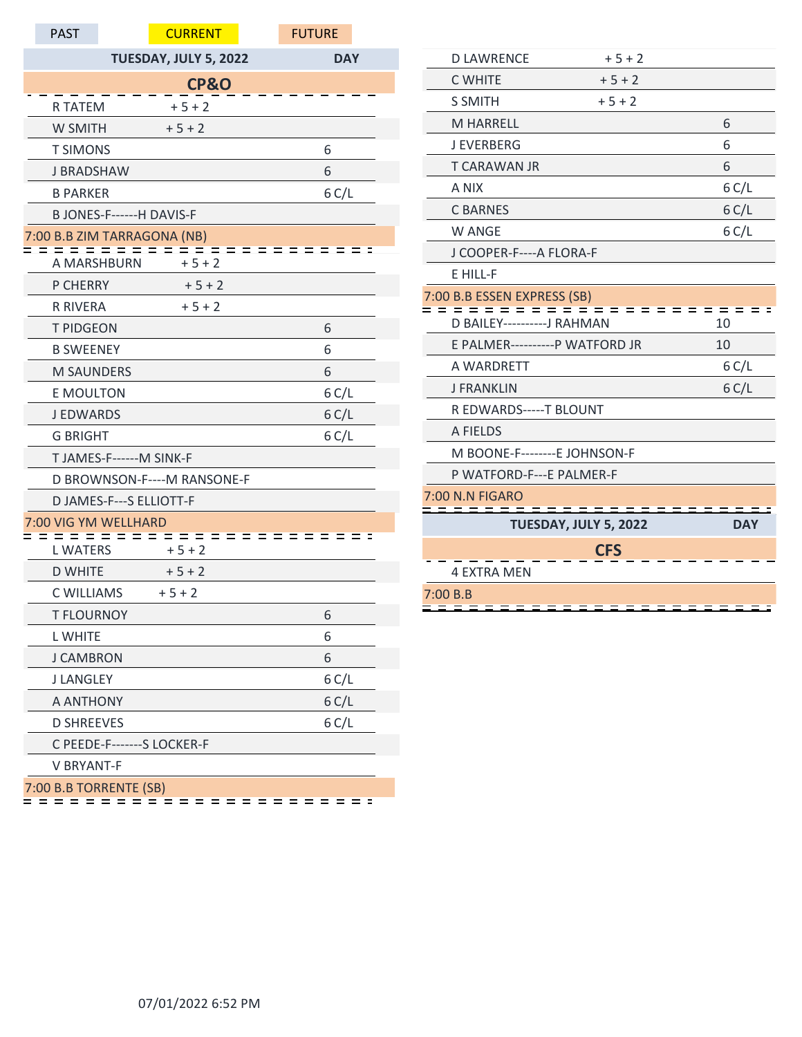PAST | CURRENT | FUTURE

| TUESDAY, JULY 5, 2022 | | DAY |
|---|---|---|
| **CP&O** | | |
| R TATEM | + 5 + 2 | |
| W SMITH | + 5 + 2 | |
| T SIMONS | | 6 |
| J BRADSHAW | | 6 |
| B PARKER | | 6 C/L |
| B JONES-F------H DAVIS-F | | |
| 7:00 B.B ZIM TARRAGONA (NB) | | |
| A MARSHBURN | + 5 + 2 | |
| P CHERRY | + 5 + 2 | |
| R RIVERA | + 5 + 2 | |
| T PIDGEON | | 6 |
| B SWEENEY | | 6 |
| M SAUNDERS | | 6 |
| E MOULTON | | 6 C/L |
| J EDWARDS | | 6 C/L |
| G BRIGHT | | 6 C/L |
| T JAMES-F------M SINK-F | | |
| D BROWNSON-F----M RANSONE-F | | |
| D JAMES-F---S ELLIOTT-F | | |
| 7:00 VIG YM WELLHARD | | |
| L WATERS | + 5 + 2 | |
| D WHITE | + 5 + 2 | |
| C WILLIAMS | + 5 + 2 | |
| T FLOURNOY | | 6 |
| L WHITE | | 6 |
| J CAMBRON | | 6 |
| J LANGLEY | | 6 C/L |
| A ANTHONY | | 6 C/L |
| D SHREEVES | | 6 C/L |
| C PEEDE-F-------S LOCKER-F | | |
| V BRYANT-F | | |
| 7:00 B.B TORRENTE (SB) | | |
| D LAWRENCE | + 5 + 2 | |
| C WHITE | + 5 + 2 | |
| S SMITH | + 5 + 2 | |
| M HARRELL | | 6 |
| J EVERBERG | | 6 |
| T CARAWAN JR | | 6 |
| A NIX | | 6 C/L |
| C BARNES | | 6 C/L |
| W ANGE | | 6 C/L |
| J COOPER-F----A FLORA-F | | |
| E HILL-F | | |
| 7:00 B.B ESSEN EXPRESS (SB) | | |
| D BAILEY----------J RAHMAN | | 10 |
| E PALMER----------P WATFORD JR | | 10 |
| A WARDRETT | | 6 C/L |
| J FRANKLIN | | 6 C/L |
| R EDWARDS-----T BLOUNT | | |
| A FIELDS | | |
| M BOONE-F--------E JOHNSON-F | | |
| P WATFORD-F---E PALMER-F | | |
| 7:00 N.N FIGARO | | |

| TUESDAY, JULY 5, 2022 | DAY |
|---|---|
| **CFS** | |
| 4 EXTRA MEN | |
| 7:00 B.B | |

07/01/2022 6:52 PM